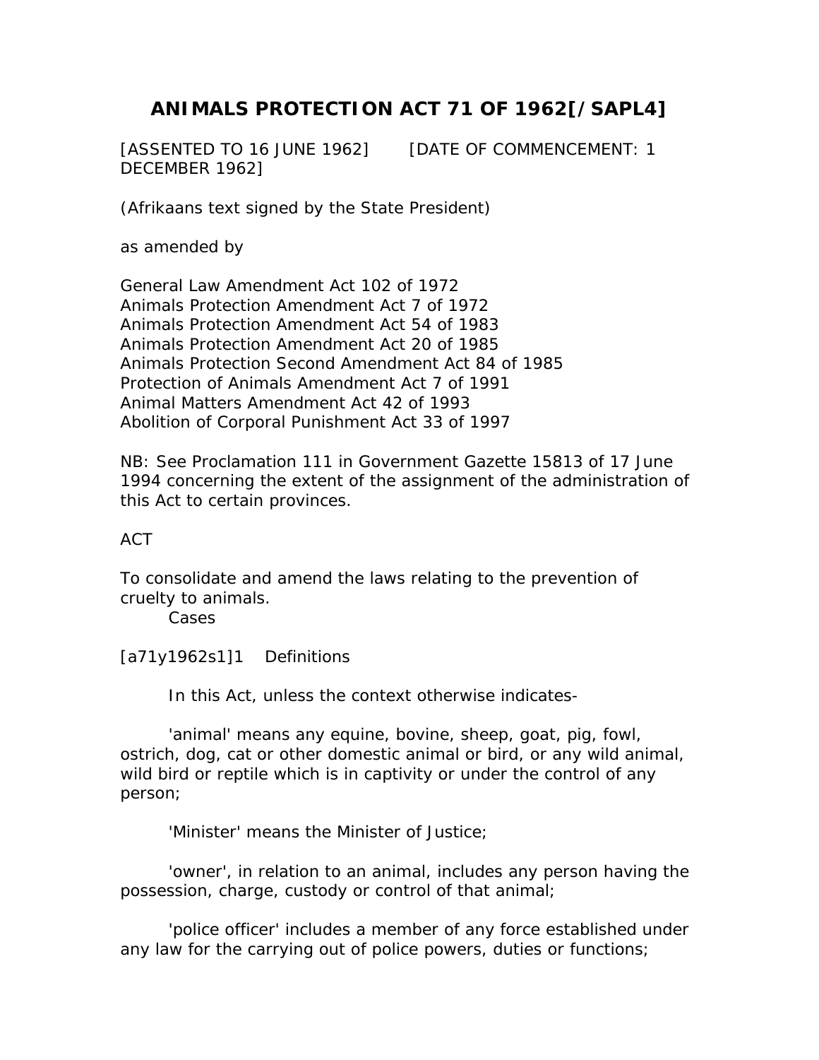# ANIMALS PROTECTION ACT 71 OF 1962[/SAPL4]

[ASSENTED TO 16 JUNE 1962] [DATE OF COMMENCEMENT: 1 DECEMBER 1962]

(Afrikaans text signed by the State President)

as amended by

General Law Amendment Act 102 of 1972
Animals Protection Amendment Act 7 of 1972
Animals Protection Amendment Act 54 of 1983
Animals Protection Amendment Act 20 of 1985
Animals Protection Second Amendment Act 84 of 1985
Protection of Animals Amendment Act 7 of 1991
Animal Matters Amendment Act 42 of 1993
Abolition of Corporal Punishment Act 33 of 1997

NB: See Proclamation 111 in Government Gazette 15813 of 17 June 1994 concerning the extent of the assignment of the administration of this Act to certain provinces.

ACT

To consolidate and amend the laws relating to the prevention of cruelty to animals.

Cases

[a71y1962s1]1 Definitions

In this Act, unless the context otherwise indicates-

'animal' means any equine, bovine, sheep, goat, pig, fowl, ostrich, dog, cat or other domestic animal or bird, or any wild animal, wild bird or reptile which is in captivity or under the control of any person;

'Minister' means the Minister of Justice;

'owner', in relation to an animal, includes any person having the possession, charge, custody or control of that animal;

'police officer' includes a member of any force established under any law for the carrying out of police powers, duties or functions;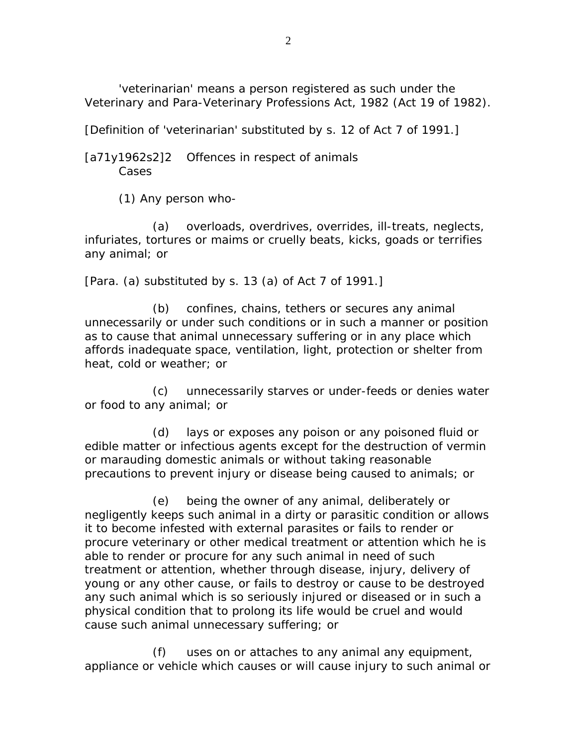'veterinarian' means a person registered as such under the Veterinary and Para-Veterinary Professions Act, 1982 (Act 19 of 1982).

[Definition of 'veterinarian' substituted by s. 12 of Act 7 of 1991.]

[a71y1962s2]2 Offences in respect of animals
Cases

(1) Any person who-

(a) overloads, overdrives, overrides, ill-treats, neglects, infuriates, tortures or maims or cruelly beats, kicks, goads or terrifies any animal; or

[Para. (a) substituted by s. 13 (a) of Act 7 of 1991.]

(b) confines, chains, tethers or secures any animal unnecessarily or under such conditions or in such a manner or position as to cause that animal unnecessary suffering or in any place which affords inadequate space, ventilation, light, protection or shelter from heat, cold or weather; or

(c) unnecessarily starves or under-feeds or denies water or food to any animal; or

(d) lays or exposes any poison or any poisoned fluid or edible matter or infectious agents except for the destruction of vermin or marauding domestic animals or without taking reasonable precautions to prevent injury or disease being caused to animals; or

(e) being the owner of any animal, deliberately or negligently keeps such animal in a dirty or parasitic condition or allows it to become infested with external parasites or fails to render or procure veterinary or other medical treatment or attention which he is able to render or procure for any such animal in need of such treatment or attention, whether through disease, injury, delivery of young or any other cause, or fails to destroy or cause to be destroyed any such animal which is so seriously injured or diseased or in such a physical condition that to prolong its life would be cruel and would cause such animal unnecessary suffering; or

(f) uses on or attaches to any animal any equipment, appliance or vehicle which causes or will cause injury to such animal or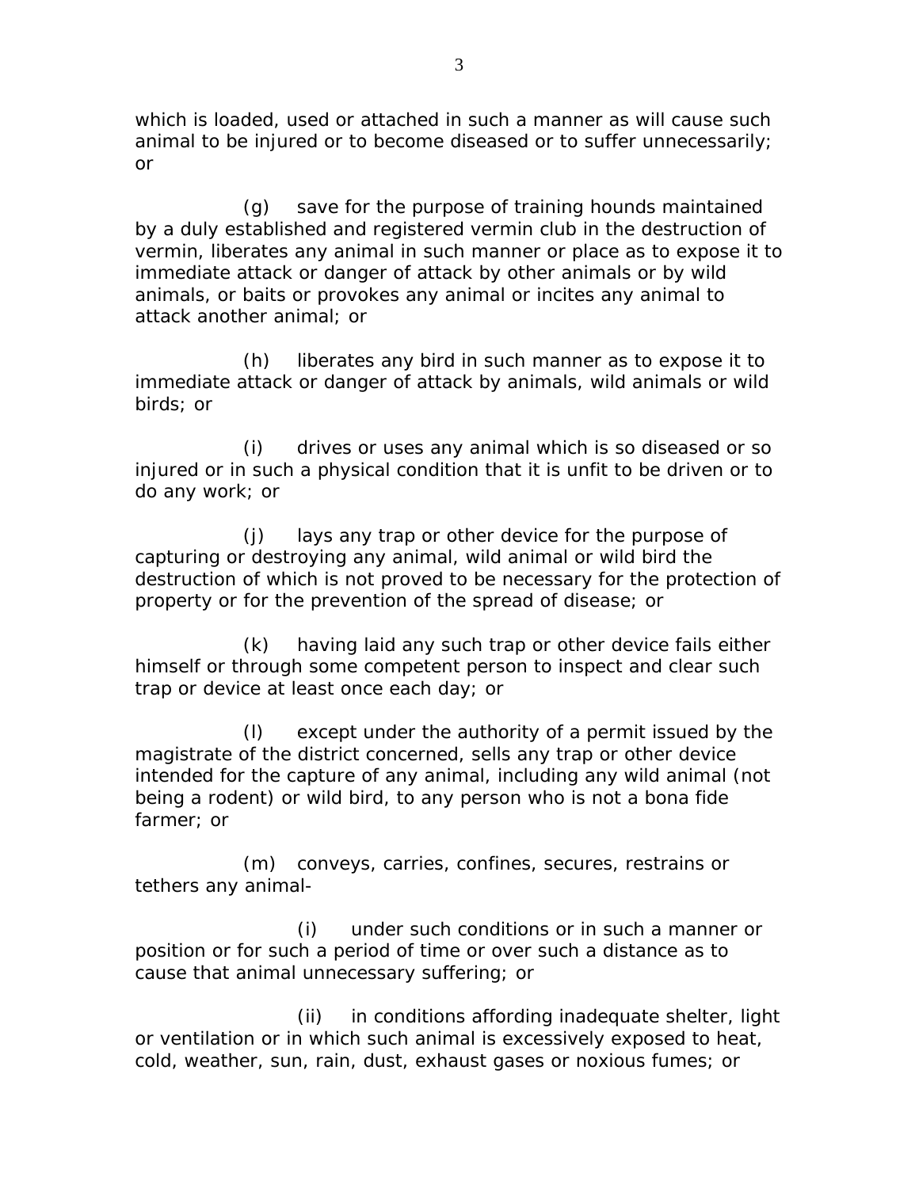which is loaded, used or attached in such a manner as will cause such animal to be injured or to become diseased or to suffer unnecessarily; or

(g) save for the purpose of training hounds maintained by a duly established and registered vermin club in the destruction of vermin, liberates any animal in such manner or place as to expose it to immediate attack or danger of attack by other animals or by wild animals, or baits or provokes any animal or incites any animal to attack another animal; or

(h) liberates any bird in such manner as to expose it to immediate attack or danger of attack by animals, wild animals or wild birds; or

(i) drives or uses any animal which is so diseased or so injured or in such a physical condition that it is unfit to be driven or to do any work; or

(j) lays any trap or other device for the purpose of capturing or destroying any animal, wild animal or wild bird the destruction of which is not proved to be necessary for the protection of property or for the prevention of the spread of disease; or

(k) having laid any such trap or other device fails either himself or through some competent person to inspect and clear such trap or device at least once each day; or

(l) except under the authority of a permit issued by the magistrate of the district concerned, sells any trap or other device intended for the capture of any animal, including any wild animal (not being a rodent) or wild bird, to any person who is not a bona fide farmer; or

(m) conveys, carries, confines, secures, restrains or tethers any animal-

(i) under such conditions or in such a manner or position or for such a period of time or over such a distance as to cause that animal unnecessary suffering; or

(ii) in conditions affording inadequate shelter, light or ventilation or in which such animal is excessively exposed to heat, cold, weather, sun, rain, dust, exhaust gases or noxious fumes; or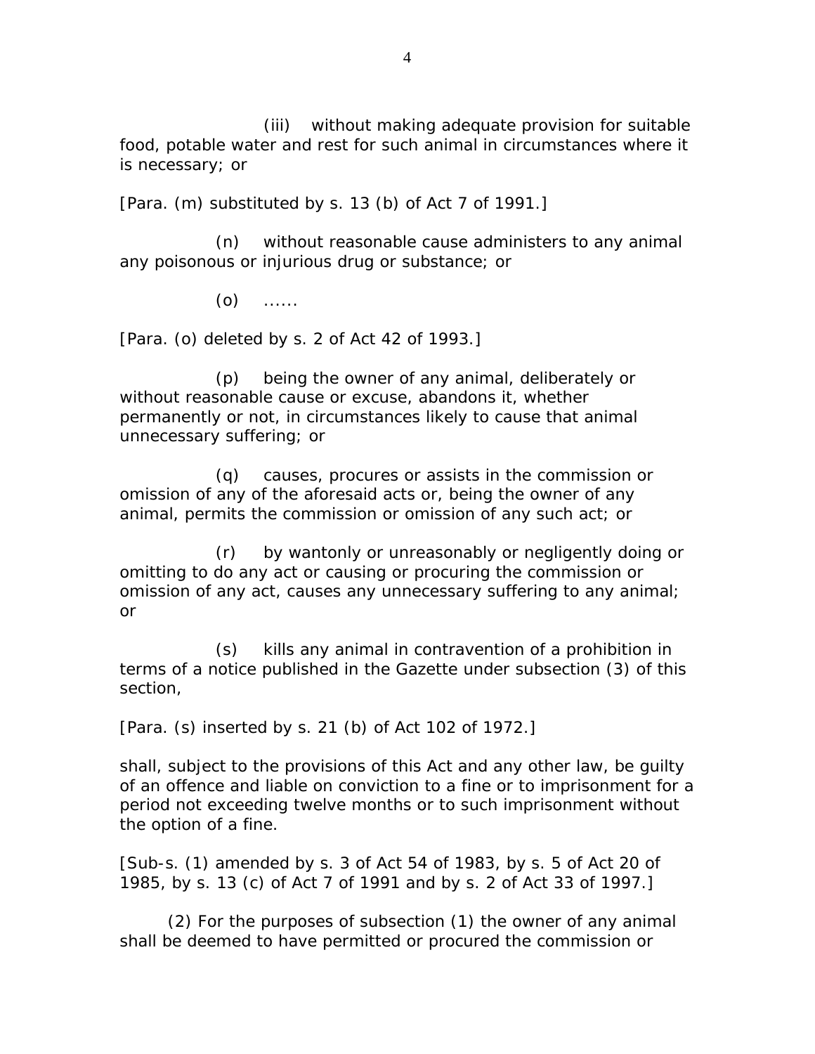(iii) without making adequate provision for suitable food, potable water and rest for such animal in circumstances where it is necessary; or

[Para. (m) substituted by s. 13 (b) of Act 7 of 1991.]

(n) without reasonable cause administers to any animal any poisonous or injurious drug or substance; or

(o) ......

[Para. (o) deleted by s. 2 of Act 42 of 1993.]

(p) being the owner of any animal, deliberately or without reasonable cause or excuse, abandons it, whether permanently or not, in circumstances likely to cause that animal unnecessary suffering; or

(q) causes, procures or assists in the commission or omission of any of the aforesaid acts or, being the owner of any animal, permits the commission or omission of any such act; or

(r) by wantonly or unreasonably or negligently doing or omitting to do any act or causing or procuring the commission or omission of any act, causes any unnecessary suffering to any animal; or

(s) kills any animal in contravention of a prohibition in terms of a notice published in the Gazette under subsection (3) of this section,

[Para. (s) inserted by s. 21 (b) of Act 102 of 1972.]

shall, subject to the provisions of this Act and any other law, be guilty of an offence and liable on conviction to a fine or to imprisonment for a period not exceeding twelve months or to such imprisonment without the option of a fine.

[Sub-s. (1) amended by s. 3 of Act 54 of 1983, by s. 5 of Act 20 of 1985, by s. 13 (c) of Act 7 of 1991 and by s. 2 of Act 33 of 1997.]

(2) For the purposes of subsection (1) the owner of any animal shall be deemed to have permitted or procured the commission or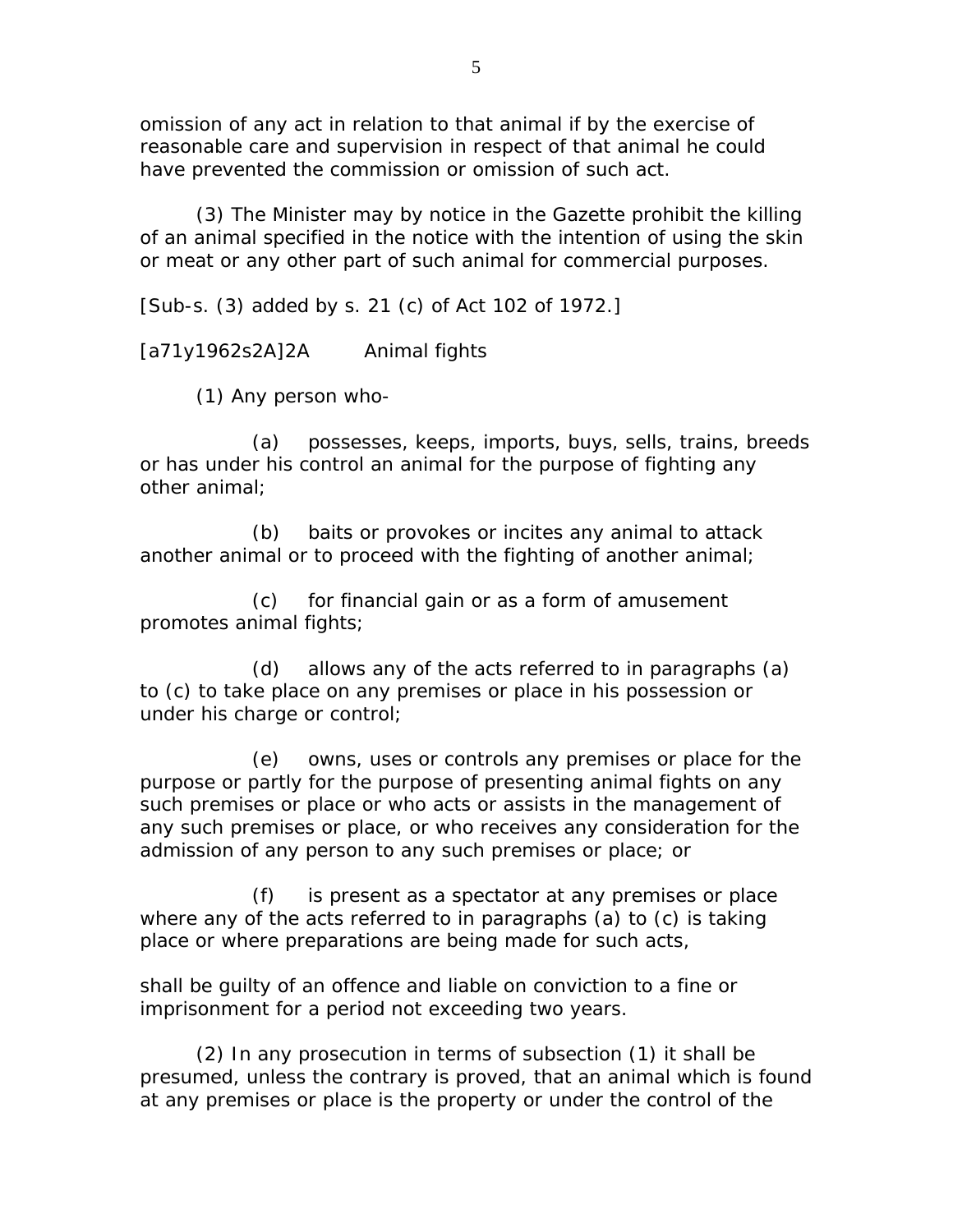omission of any act in relation to that animal if by the exercise of reasonable care and supervision in respect of that animal he could have prevented the commission or omission of such act.

(3) The Minister may by notice in the Gazette prohibit the killing of an animal specified in the notice with the intention of using the skin or meat or any other part of such animal for commercial purposes.

[Sub-s. (3) added by s. 21 (c) of Act 102 of 1972.]

[a71y1962s2A]2A Animal fights

(1) Any person who-

(a) possesses, keeps, imports, buys, sells, trains, breeds or has under his control an animal for the purpose of fighting any other animal;

(b) baits or provokes or incites any animal to attack another animal or to proceed with the fighting of another animal;

(c) for financial gain or as a form of amusement promotes animal fights;

(d) allows any of the acts referred to in paragraphs (a) to (c) to take place on any premises or place in his possession or under his charge or control;

(e) owns, uses or controls any premises or place for the purpose or partly for the purpose of presenting animal fights on any such premises or place or who acts or assists in the management of any such premises or place, or who receives any consideration for the admission of any person to any such premises or place; or

(f) is present as a spectator at any premises or place where any of the acts referred to in paragraphs (a) to (c) is taking place or where preparations are being made for such acts,

shall be guilty of an offence and liable on conviction to a fine or imprisonment for a period not exceeding two years.

(2) In any prosecution in terms of subsection (1) it shall be presumed, unless the contrary is proved, that an animal which is found at any premises or place is the property or under the control of the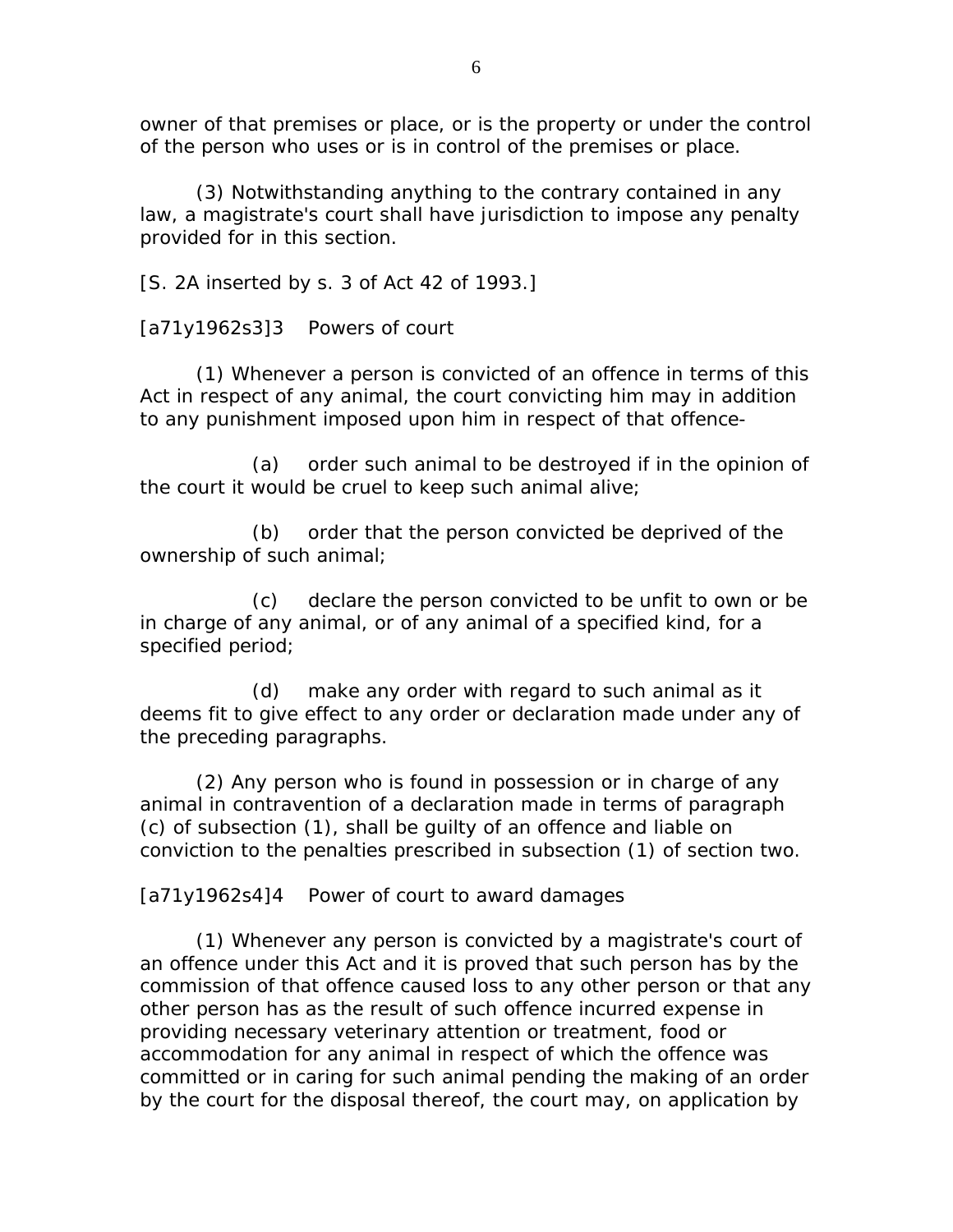owner of that premises or place, or is the property or under the control of the person who uses or is in control of the premises or place.

(3) Notwithstanding anything to the contrary contained in any law, a magistrate's court shall have jurisdiction to impose any penalty provided for in this section.

[S. 2A inserted by s. 3 of Act 42 of 1993.]

[a71y1962s3]3 Powers of court

(1) Whenever a person is convicted of an offence in terms of this Act in respect of any animal, the court convicting him may in addition to any punishment imposed upon him in respect of that offence-

(a) order such animal to be destroyed if in the opinion of the court it would be cruel to keep such animal alive;

(b) order that the person convicted be deprived of the ownership of such animal;

(c) declare the person convicted to be unfit to own or be in charge of any animal, or of any animal of a specified kind, for a specified period;

(d) make any order with regard to such animal as it deems fit to give effect to any order or declaration made under any of the preceding paragraphs.

(2) Any person who is found in possession or in charge of any animal in contravention of a declaration made in terms of paragraph (c) of subsection (1), shall be guilty of an offence and liable on conviction to the penalties prescribed in subsection (1) of section two.

[a71y1962s4]4 Power of court to award damages

(1) Whenever any person is convicted by a magistrate's court of an offence under this Act and it is proved that such person has by the commission of that offence caused loss to any other person or that any other person has as the result of such offence incurred expense in providing necessary veterinary attention or treatment, food or accommodation for any animal in respect of which the offence was committed or in caring for such animal pending the making of an order by the court for the disposal thereof, the court may, on application by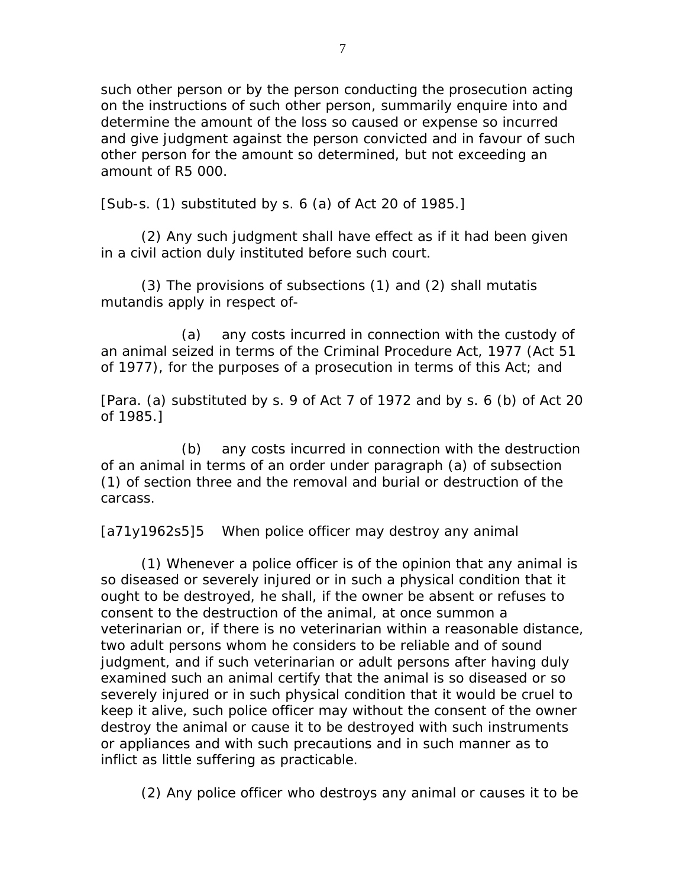such other person or by the person conducting the prosecution acting on the instructions of such other person, summarily enquire into and determine the amount of the loss so caused or expense so incurred and give judgment against the person convicted and in favour of such other person for the amount so determined, but not exceeding an amount of R5 000.

[Sub-s. (1) substituted by s. 6 (a) of Act 20 of 1985.]

(2) Any such judgment shall have effect as if it had been given in a civil action duly instituted before such court.

(3) The provisions of subsections (1) and (2) shall mutatis mutandis apply in respect of-

(a) any costs incurred in connection with the custody of an animal seized in terms of the Criminal Procedure Act, 1977 (Act 51 of 1977), for the purposes of a prosecution in terms of this Act; and

[Para. (a) substituted by s. 9 of Act 7 of 1972 and by s. 6 (b) of Act 20 of 1985.]

(b) any costs incurred in connection with the destruction of an animal in terms of an order under paragraph (a) of subsection (1) of section three and the removal and burial or destruction of the carcass.

[a71y1962s5]5 When police officer may destroy any animal

(1) Whenever a police officer is of the opinion that any animal is so diseased or severely injured or in such a physical condition that it ought to be destroyed, he shall, if the owner be absent or refuses to consent to the destruction of the animal, at once summon a veterinarian or, if there is no veterinarian within a reasonable distance, two adult persons whom he considers to be reliable and of sound judgment, and if such veterinarian or adult persons after having duly examined such an animal certify that the animal is so diseased or so severely injured or in such physical condition that it would be cruel to keep it alive, such police officer may without the consent of the owner destroy the animal or cause it to be destroyed with such instruments or appliances and with such precautions and in such manner as to inflict as little suffering as practicable.

(2) Any police officer who destroys any animal or causes it to be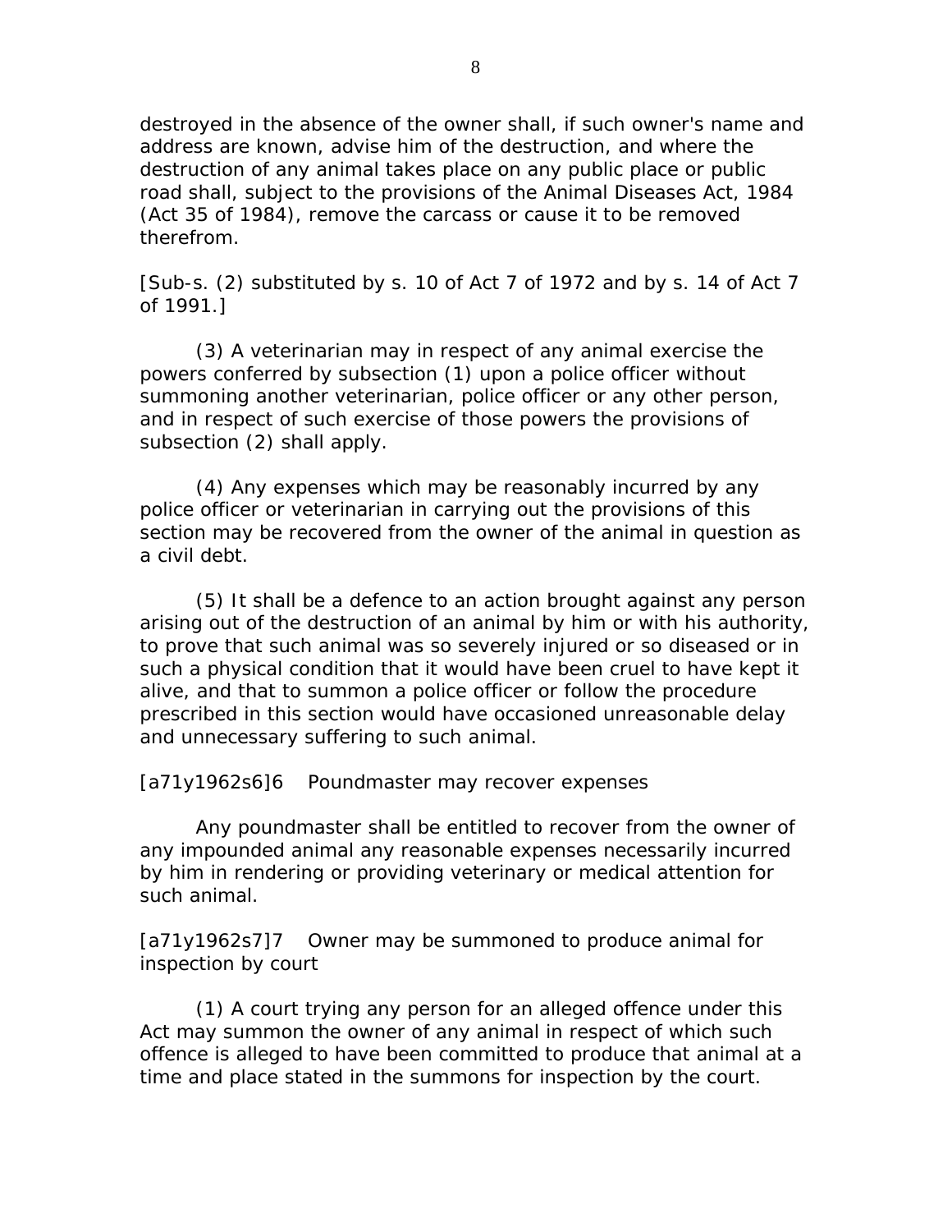destroyed in the absence of the owner shall, if such owner's name and address are known, advise him of the destruction, and where the destruction of any animal takes place on any public place or public road shall, subject to the provisions of the Animal Diseases Act, 1984 (Act 35 of 1984), remove the carcass or cause it to be removed therefrom.

[Sub-s. (2) substituted by s. 10 of Act 7 of 1972 and by s. 14 of Act 7 of 1991.]

(3) A veterinarian may in respect of any animal exercise the powers conferred by subsection (1) upon a police officer without summoning another veterinarian, police officer or any other person, and in respect of such exercise of those powers the provisions of subsection (2) shall apply.

(4) Any expenses which may be reasonably incurred by any police officer or veterinarian in carrying out the provisions of this section may be recovered from the owner of the animal in question as a civil debt.

(5) It shall be a defence to an action brought against any person arising out of the destruction of an animal by him or with his authority, to prove that such animal was so severely injured or so diseased or in such a physical condition that it would have been cruel to have kept it alive, and that to summon a police officer or follow the procedure prescribed in this section would have occasioned unreasonable delay and unnecessary suffering to such animal.

[a71y1962s6]6 Poundmaster may recover expenses

Any poundmaster shall be entitled to recover from the owner of any impounded animal any reasonable expenses necessarily incurred by him in rendering or providing veterinary or medical attention for such animal.

[a71y1962s7]7 Owner may be summoned to produce animal for inspection by court

(1) A court trying any person for an alleged offence under this Act may summon the owner of any animal in respect of which such offence is alleged to have been committed to produce that animal at a time and place stated in the summons for inspection by the court.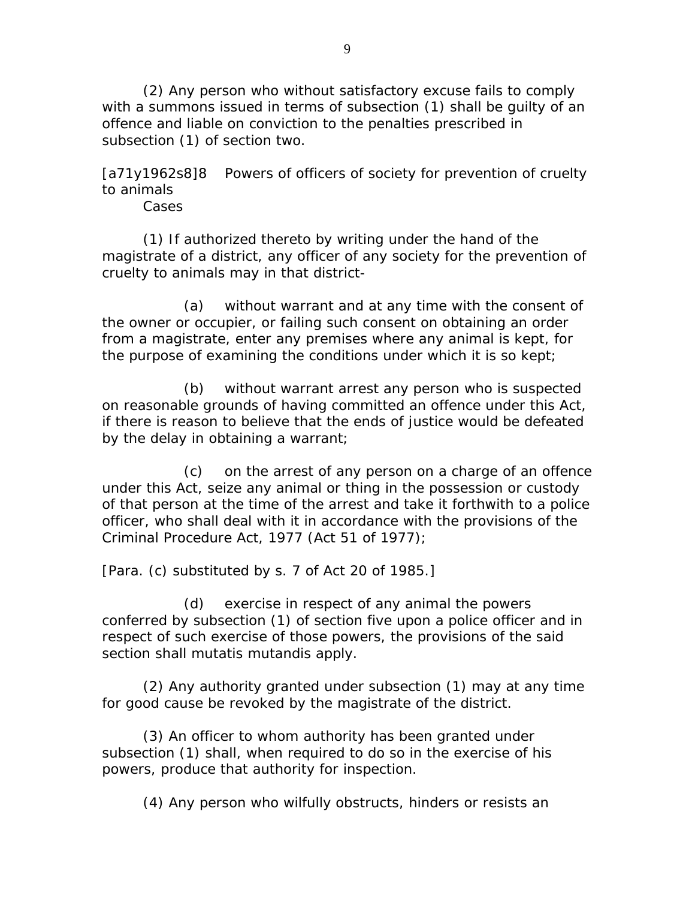(2) Any person who without satisfactory excuse fails to comply with a summons issued in terms of subsection (1) shall be guilty of an offence and liable on conviction to the penalties prescribed in subsection (1) of section two.

[a71y1962s8]8 Powers of officers of society for prevention of cruelty to animals

Cases

(1) If authorized thereto by writing under the hand of the magistrate of a district, any officer of any society for the prevention of cruelty to animals may in that district-

(a) without warrant and at any time with the consent of the owner or occupier, or failing such consent on obtaining an order from a magistrate, enter any premises where any animal is kept, for the purpose of examining the conditions under which it is so kept;

(b) without warrant arrest any person who is suspected on reasonable grounds of having committed an offence under this Act, if there is reason to believe that the ends of justice would be defeated by the delay in obtaining a warrant;

(c) on the arrest of any person on a charge of an offence under this Act, seize any animal or thing in the possession or custody of that person at the time of the arrest and take it forthwith to a police officer, who shall deal with it in accordance with the provisions of the Criminal Procedure Act, 1977 (Act 51 of 1977);

[Para. (c) substituted by s. 7 of Act 20 of 1985.]

(d) exercise in respect of any animal the powers conferred by subsection (1) of section five upon a police officer and in respect of such exercise of those powers, the provisions of the said section shall mutatis mutandis apply.

(2) Any authority granted under subsection (1) may at any time for good cause be revoked by the magistrate of the district.

(3) An officer to whom authority has been granted under subsection (1) shall, when required to do so in the exercise of his powers, produce that authority for inspection.

(4) Any person who wilfully obstructs, hinders or resists an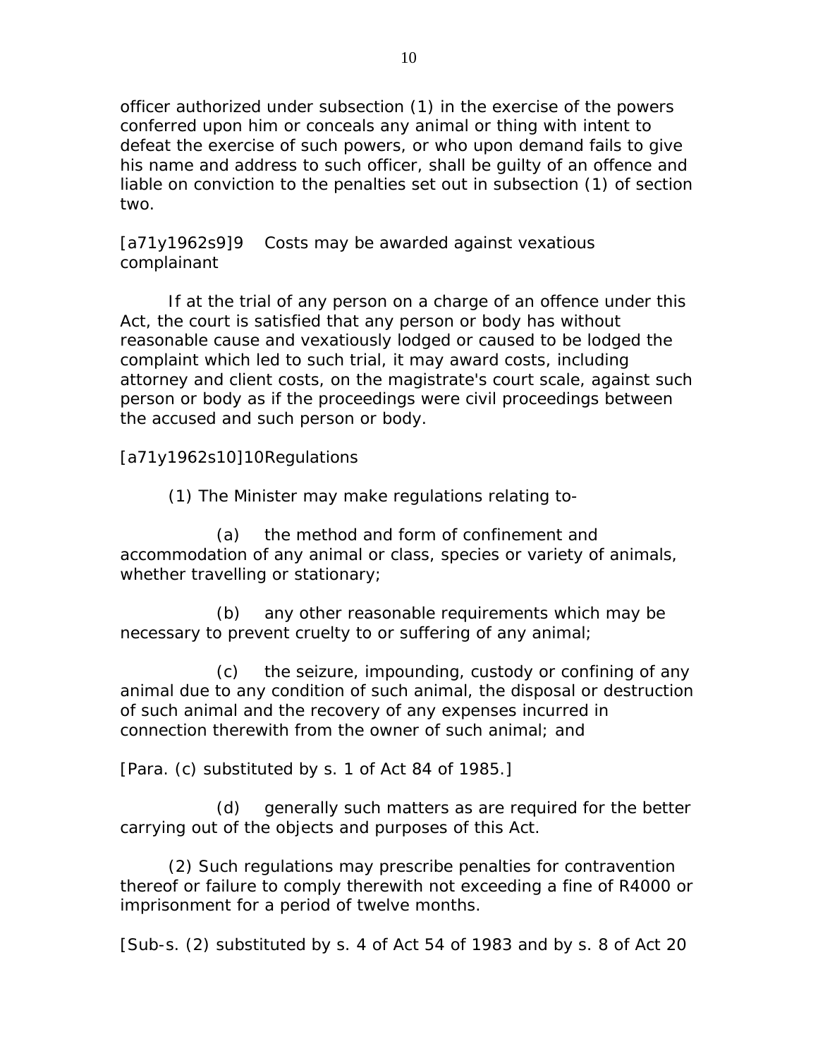officer authorized under subsection (1) in the exercise of the powers conferred upon him or conceals any animal or thing with intent to defeat the exercise of such powers, or who upon demand fails to give his name and address to such officer, shall be guilty of an offence and liable on conviction to the penalties set out in subsection (1) of section two.

[a71y1962s9]9 Costs may be awarded against vexatious complainant

If at the trial of any person on a charge of an offence under this Act, the court is satisfied that any person or body has without reasonable cause and vexatiously lodged or caused to be lodged the complaint which led to such trial, it may award costs, including attorney and client costs, on the magistrate's court scale, against such person or body as if the proceedings were civil proceedings between the accused and such person or body.

[a71y1962s10]10Regulations

(1) The Minister may make regulations relating to-

(a) the method and form of confinement and accommodation of any animal or class, species or variety of animals, whether travelling or stationary;

(b) any other reasonable requirements which may be necessary to prevent cruelty to or suffering of any animal;

(c) the seizure, impounding, custody or confining of any animal due to any condition of such animal, the disposal or destruction of such animal and the recovery of any expenses incurred in connection therewith from the owner of such animal; and

[Para. (c) substituted by s. 1 of Act 84 of 1985.]

(d) generally such matters as are required for the better carrying out of the objects and purposes of this Act.

(2) Such regulations may prescribe penalties for contravention thereof or failure to comply therewith not exceeding a fine of R4000 or imprisonment for a period of twelve months.

[Sub-s. (2) substituted by s. 4 of Act 54 of 1983 and by s. 8 of Act 20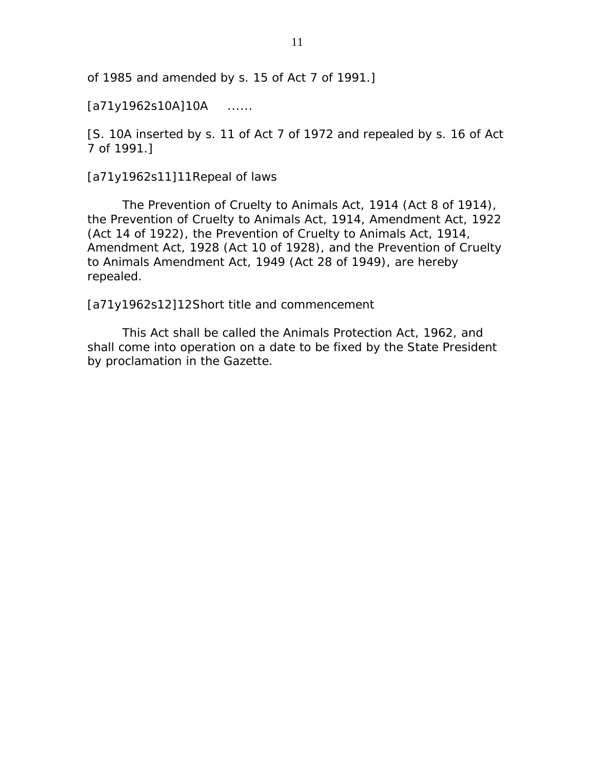of 1985 and amended by s. 15 of Act 7 of 1991.]

[a71y1962s10A]10A ......

[S. 10A inserted by s. 11 of Act 7 of 1972 and repealed by s. 16 of Act 7 of 1991.]

[a71y1962s11]11Repeal of laws

The Prevention of Cruelty to Animals Act, 1914 (Act 8 of 1914), the Prevention of Cruelty to Animals Act, 1914, Amendment Act, 1922 (Act 14 of 1922), the Prevention of Cruelty to Animals Act, 1914, Amendment Act, 1928 (Act 10 of 1928), and the Prevention of Cruelty to Animals Amendment Act, 1949 (Act 28 of 1949), are hereby repealed.

[a71y1962s12]12Short title and commencement

This Act shall be called the Animals Protection Act, 1962, and shall come into operation on a date to be fixed by the State President by proclamation in the Gazette.